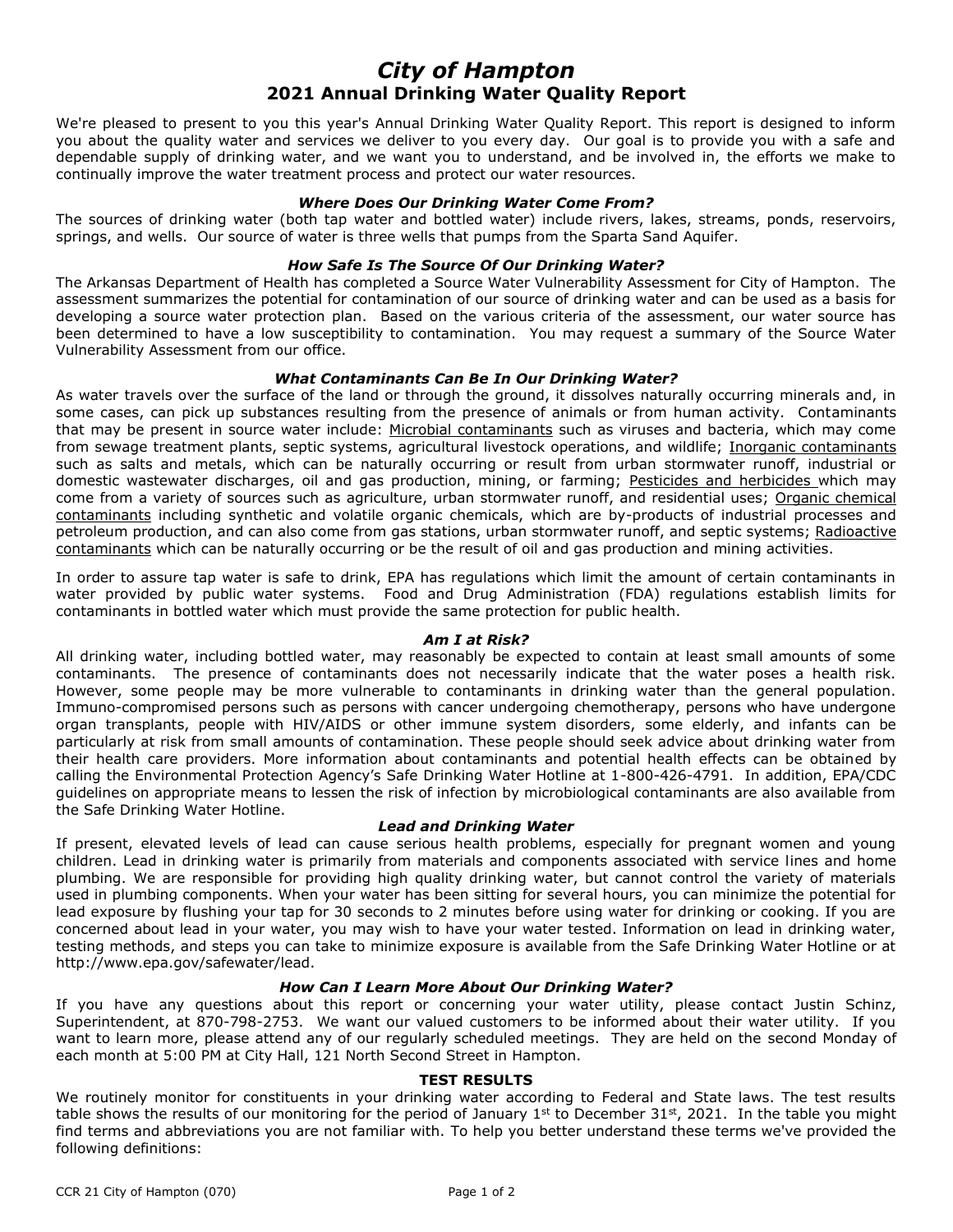# *City of Hampton*
## 2021 Annual Drinking Water Quality Report

We're pleased to present to you this year's Annual Drinking Water Quality Report. This report is designed to inform you about the quality water and services we deliver to you every day. Our goal is to provide you with a safe and dependable supply of drinking water, and we want you to understand, and be involved in, the efforts we make to continually improve the water treatment process and protect our water resources.

### *Where Does Our Drinking Water Come From?*

The sources of drinking water (both tap water and bottled water) include rivers, lakes, streams, ponds, reservoirs, springs, and wells. Our source of water is three wells that pumps from the Sparta Sand Aquifer.

### *How Safe Is The Source Of Our Drinking Water?*

The Arkansas Department of Health has completed a Source Water Vulnerability Assessment for City of Hampton. The assessment summarizes the potential for contamination of our source of drinking water and can be used as a basis for developing a source water protection plan. Based on the various criteria of the assessment, our water source has been determined to have a low susceptibility to contamination. You may request a summary of the Source Water Vulnerability Assessment from our office.

### *What Contaminants Can Be In Our Drinking Water?*

As water travels over the surface of the land or through the ground, it dissolves naturally occurring minerals and, in some cases, can pick up substances resulting from the presence of animals or from human activity. Contaminants that may be present in source water include: Microbial contaminants such as viruses and bacteria, which may come from sewage treatment plants, septic systems, agricultural livestock operations, and wildlife; Inorganic contaminants such as salts and metals, which can be naturally occurring or result from urban stormwater runoff, industrial or domestic wastewater discharges, oil and gas production, mining, or farming; Pesticides and herbicides which may come from a variety of sources such as agriculture, urban stormwater runoff, and residential uses; Organic chemical contaminants including synthetic and volatile organic chemicals, which are by-products of industrial processes and petroleum production, and can also come from gas stations, urban stormwater runoff, and septic systems; Radioactive contaminants which can be naturally occurring or be the result of oil and gas production and mining activities.

In order to assure tap water is safe to drink, EPA has regulations which limit the amount of certain contaminants in water provided by public water systems. Food and Drug Administration (FDA) regulations establish limits for contaminants in bottled water which must provide the same protection for public health.

### *Am I at Risk?*

All drinking water, including bottled water, may reasonably be expected to contain at least small amounts of some contaminants. The presence of contaminants does not necessarily indicate that the water poses a health risk. However, some people may be more vulnerable to contaminants in drinking water than the general population. Immuno-compromised persons such as persons with cancer undergoing chemotherapy, persons who have undergone organ transplants, people with HIV/AIDS or other immune system disorders, some elderly, and infants can be particularly at risk from small amounts of contamination. These people should seek advice about drinking water from their health care providers. More information about contaminants and potential health effects can be obtained by calling the Environmental Protection Agency's Safe Drinking Water Hotline at 1-800-426-4791. In addition, EPA/CDC guidelines on appropriate means to lessen the risk of infection by microbiological contaminants are also available from the Safe Drinking Water Hotline.

### *Lead and Drinking Water*

If present, elevated levels of lead can cause serious health problems, especially for pregnant women and young children. Lead in drinking water is primarily from materials and components associated with service lines and home plumbing. We are responsible for providing high quality drinking water, but cannot control the variety of materials used in plumbing components. When your water has been sitting for several hours, you can minimize the potential for lead exposure by flushing your tap for 30 seconds to 2 minutes before using water for drinking or cooking. If you are concerned about lead in your water, you may wish to have your water tested. Information on lead in drinking water, testing methods, and steps you can take to minimize exposure is available from the Safe Drinking Water Hotline or at http://www.epa.gov/safewater/lead.

### *How Can I Learn More About Our Drinking Water?*

If you have any questions about this report or concerning your water utility, please contact Justin Schinz, Superintendent, at 870-798-2753. We want our valued customers to be informed about their water utility. If you want to learn more, please attend any of our regularly scheduled meetings. They are held on the second Monday of each month at 5:00 PM at City Hall, 121 North Second Street in Hampton.

### TEST RESULTS

We routinely monitor for constituents in your drinking water according to Federal and State laws. The test results table shows the results of our monitoring for the period of January 1st to December 31st, 2021. In the table you might find terms and abbreviations you are not familiar with. To help you better understand these terms we've provided the following definitions: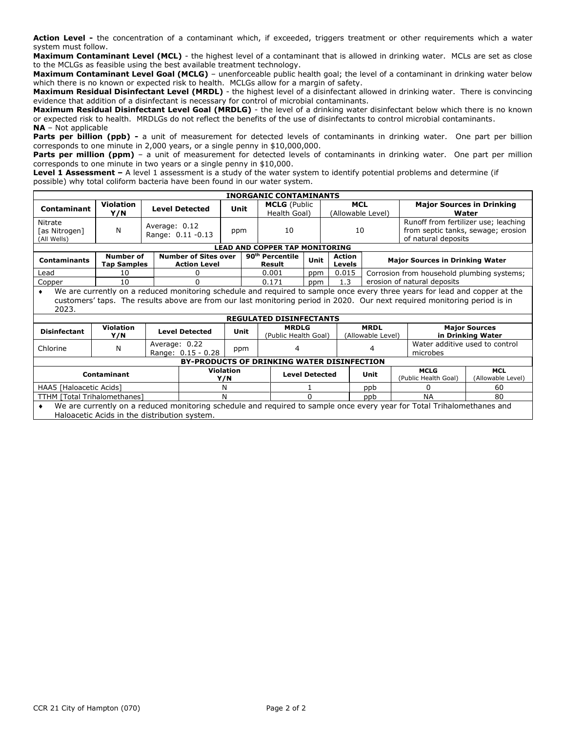**Action Level -** the concentration of a contaminant which, if exceeded, triggers treatment or other requirements which a water system must follow.

**Maximum Contaminant Level (MCL)** - the highest level of a contaminant that is allowed in drinking water. MCLs are set as close to the MCLGs as feasible using the best available treatment technology.

**Maximum Contaminant Level Goal (MCLG)** – unenforceable public health goal; the level of a contaminant in drinking water below which there is no known or expected risk to health. MCLGs allow for a margin of safety.

**Maximum Residual Disinfectant Level (MRDL)** - the highest level of a disinfectant allowed in drinking water. There is convincing evidence that addition of a disinfectant is necessary for control of microbial contaminants.

**Maximum Residual Disinfectant Level Goal (MRDLG)** - the level of a drinking water disinfectant below which there is no known or expected risk to health. MRDLGs do not reflect the benefits of the use of disinfectants to control microbial contaminants.

**NA** – Not applicable

**Parts per billion (ppb) -** a unit of measurement for detected levels of contaminants in drinking water. One part per billion corresponds to one minute in 2,000 years, or a single penny in $10,000,000.

**Parts per million (ppm)** – a unit of measurement for detected levels of contaminants in drinking water. One part per million corresponds to one minute in two years or a single penny in $10,000.

**Level 1 Assessment –** A level 1 assessment is a study of the water system to identify potential problems and determine (if possible) why total coliform bacteria have been found in our water system.

**INORGANIC CONTAMINANTS**

| Contaminant | Violation Y/N | Level Detected | Unit | MCLG (Public Health Goal) | MCL (Allowable Level) | Major Sources in Drinking Water |
|---|---|---|---|---|---|---|
| Nitrate [as Nitrogen] (All Wells) | N | Average: 0.12 Range: 0.11 -0.13 | ppm | 10 | 10 | Runoff from fertilizer use; leaching from septic tanks, sewage; erosion of natural deposits |

**LEAD AND COPPER TAP MONITORING**

| Contaminants | Number of Tap Samples | Number of Sites over Action Level | 90th Percentile Result | Unit | Action Levels | Major Sources in Drinking Water |
|---|---|---|---|---|---|---|
| Lead | 10 | 0 | 0.001 | ppm | 0.015 | Corrosion from household plumbing systems; erosion of natural deposits |
| Copper | 10 | 0 | 0.171 | ppm | 1.3 | |

- We are currently on a reduced monitoring schedule and required to sample once every three years for lead and copper at the customers' taps. The results above are from our last monitoring period in 2020. Our next required monitoring period is in 2023.

**REGULATED DISINFECTANTS**

| Disinfectant | Violation Y/N | Level Detected | Unit | MRDLG (Public Health Goal) | MRDL (Allowable Level) | Major Sources in Drinking Water |
|---|---|---|---|---|---|---|
| Chlorine | N | Average: 0.22 Range: 0.15 - 0.28 | ppm | 4 | 4 | Water additive used to control microbes |

**BY-PRODUCTS OF DRINKING WATER DISINFECTION**

| Contaminant | Violation Y/N | Level Detected | Unit | MCLG (Public Health Goal) | MCL (Allowable Level) |
|---|---|---|---|---|---|
| HAA5 [Haloacetic Acids] | N | 1 | ppb | 0 | 60 |
| TTHM [Total Trihalomethanes] | N | 0 | ppb | NA | 80 |

- We are currently on a reduced monitoring schedule and required to sample once every year for Total Trihalomethanes and Haloacetic Acids in the distribution system.

CCR 21 City of Hampton (070)